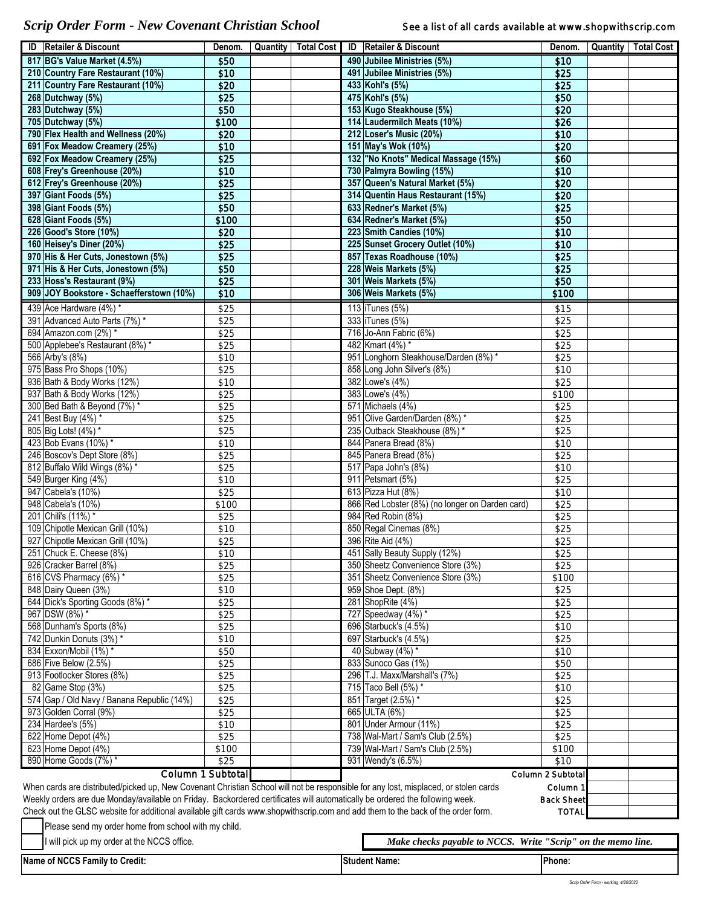# *Scrip Order Form - New Covenant Christian School*

See a list of all cards available at www.shopwithscrip.com

| ID | Retailer & Discount | Denom. | Quantity | Total Cost | ID | Retailer & Discount | Denom. | Quantity | Total Cost |
|---|---|---|---|---|---|---|---|---|---|
| **817** | **BG's Value Market (4.5%)** | $50 | | | **490** | **Jubilee Ministries (5%)** | $10 | | |
| **210** | **Country Fare Restaurant (10%)** | $10 | | | **491** | **Jubilee Ministries (5%)** | $25 | | |
| **211** | **Country Fare Restaurant (10%)** | $20 | | | **433** | **Kohl's (5%)** | $25 | | |
| **268** | **Dutchway (5%)** | $25 | | | **475** | **Kohl's (5%)** | $50 | | |
| **283** | **Dutchway (5%)** | $50 | | | **153** | **Kugo Steakhouse (5%)** | $20 | | |
| **705** | **Dutchway (5%)** | $100 | | | **114** | **Laudermilch Meats (10%)** | $26 | | |
| **790** | **Flex Health and Wellness (20%)** | $20 | | | **212** | **Loser's Music (20%)** | $10 | | |
| **691** | **Fox Meadow Creamery (25%)** | $10 | | | **151** | **May's Wok (10%)** | $20 | | |
| **692** | **Fox Meadow Creamery (25%)** | $25 | | | **132** | **"No Knots" Medical Massage (15%)** | $60 | | |
| **608** | **Frey's Greenhouse (20%)** | $10 | | | **730** | **Palmyra Bowling (15%)** | $10 | | |
| **612** | **Frey's Greenhouse (20%)** | $25 | | | **357** | **Queen's Natural Market (5%)** | $20 | | |
| **397** | **Giant Foods (5%)** | $25 | | | **314** | **Quentin Haus Restaurant (15%)** | $20 | | |
| **398** | **Giant Foods (5%)** | $50 | | | **633** | **Redner's Market (5%)** | $25 | | |
| **628** | **Giant Foods (5%)** | $100 | | | **634** | **Redner's Market (5%)** | $50 | | |
| **226** | **Good's Store (10%)** | $20 | | | **223** | **Smith Candies (10%)** | $10 | | |
| **160** | **Heisey's Diner (20%)** | $25 | | | **225** | **Sunset Grocery Outlet (10%)** | $10 | | |
| **970** | **His & Her Cuts, Jonestown (5%)** | $25 | | | **857** | **Texas Roadhouse (10%)** | $25 | | |
| **971** | **His & Her Cuts, Jonestown (5%)** | $50 | | | **228** | **Weis Markets (5%)** | $25 | | |
| **233** | **Hoss's Restaurant (9%)** | $25 | | | **301** | **Weis Markets (5%)** | $50 | | |
| **909** | **JOY Bookstore - Schaefferstown (10%)** | $10 | | | **306** | **Weis Markets (5%)** | $100 | | |
| 439 | Ace Hardware (4%) * | $25 | | | 113 | iTunes (5%) | $15 | | |
| 391 | Advanced Auto Parts (7%) * | $25 | | | 333 | iTunes (5%) | $25 | | |
| 694 | Amazon.com (2%) * | $25 | | | 716 | Jo-Ann Fabric (6%) | $25 | | |
| 500 | Applebee's Restaurant (8%) * | $25 | | | 482 | Kmart (4%) * | $25 | | |
| 566 | Arby's (8%) | $10 | | | 951 | Longhorn Steakhouse/Darden (8%) * | $25 | | |
| 975 | Bass Pro Shops (10%) | $25 | | | 858 | Long John Silver's (8%) | $10 | | |
| 936 | Bath & Body Works (12%) | $10 | | | 382 | Lowe's (4%) | $25 | | |
| 937 | Bath & Body Works (12%) | $25 | | | 383 | Lowe's (4%) | $100 | | |
| 300 | Bed Bath & Beyond (7%) * | $25 | | | 571 | Michaels (4%) | $25 | | |
| 241 | Best Buy (4%) * | $25 | | | 951 | Olive Garden/Darden (8%) * | $25 | | |
| 805 | Big Lots! (4%) * | $25 | | | 235 | Outback Steakhouse (8%) * | $25 | | |
| 423 | Bob Evans (10%) * | $10 | | | 844 | Panera Bread (8%) | $10 | | |
| 246 | Boscov's Dept Store (8%) | $25 | | | 845 | Panera Bread (8%) | $25 | | |
| 812 | Buffalo Wild Wings (8%) * | $25 | | | 517 | Papa John's (8%) | $10 | | |
| 549 | Burger King (4%) | $10 | | | 911 | Petsmart (5%) | $25 | | |
| 947 | Cabela's (10%) | $25 | | | 613 | Pizza Hut (8%) | $10 | | |
| 948 | Cabela's (10%) | $100 | | | 866 | Red Lobster (8%) (no longer on Darden card) | $25 | | |
| 201 | Chili's (11%) * | $25 | | | 984 | Red Robin (8%) | $25 | | |
| 109 | Chipotle Mexican Grill (10%) | $10 | | | 850 | Regal Cinemas (8%) | $25 | | |
| 927 | Chipotle Mexican Grill (10%) | $25 | | | 396 | Rite Aid (4%) | $25 | | |
| 251 | Chuck E. Cheese (8%) | $10 | | | 451 | Sally Beauty Supply (12%) | $25 | | |
| 926 | Cracker Barrel (8%) | $25 | | | 350 | Sheetz Convenience Store (3%) | $25 | | |
| 616 | CVS Pharmacy (6%) * | $25 | | | 351 | Sheetz Convenience Store (3%) | $100 | | |
| 848 | Dairy Queen (3%) | $10 | | | 959 | Shoe Dept. (8%) | $25 | | |
| 644 | Dick's Sporting Goods (8%) * | $25 | | | 281 | ShopRite (4%) | $25 | | |
| 967 | DSW (8%) * | $25 | | | 727 | Speedway (4%) * | $25 | | |
| 568 | Dunham's Sports (8%) | $25 | | | 696 | Starbuck's (4.5%) | $10 | | |
| 742 | Dunkin Donuts (3%) * | $10 | | | 697 | Starbuck's (4.5%) | $25 | | |
| 834 | Exxon/Mobil (1%) * | $50 | | | 40 | Subway (4%) * | $10 | | |
| 686 | Five Below (2.5%) | $25 | | | 833 | Sunoco Gas (1%) | $50 | | |
| 913 | Footlocker Stores (8%) | $25 | | | 296 | T.J. Maxx/Marshall's (7%) | $25 | | |
| 82 | Game Stop (3%) | $25 | | | 715 | Taco Bell (5%) * | $10 | | |
| 574 | Gap / Old Navy / Banana Republic (14%) | $25 | | | 851 | Target (2.5%) * | $25 | | |
| 973 | Golden Corral (9%) | $25 | | | 665 | ULTA (6%) | $25 | | |
| 234 | Hardee's (5%) | $10 | | | 801 | Under Armour (11%) | $25 | | |
| 622 | Home Depot (4%) | $25 | | | 738 | Wal-Mart / Sam's Club (2.5%) | $25 | | |
| 623 | Home Depot (4%) | $100 | | | 739 | Wal-Mart / Sam's Club (2.5%) | $100 | | |
| 890 | Home Goods (7%) * | $25 | | | 931 | Wendy's (6.5%) | $10 | | |
| | | Column 1 Subtotal | | | | | Column 2 Subtotal | | |
| | | | | | | | Column 1 | | |
| | | | | | | | Back Sheet | | |
| | | | | | | | TOTAL | | |

When cards are distributed/picked up, New Covenant Christian School will not be responsible for any lost, misplaced, or stolen cards

Weekly orders are due Monday/available on Friday. Backordered certificates will automatically be ordered the following week.

Check out the GLSC website for additional available gift cards www.shopwithscrip.com and add them to the back of the order form.

☐ Please send my order home from school with my child.

☐ I will pick up my order at the NCCS office.

***Make checks payable to NCCS. Write "Scrip" on the memo line.***

| Name of NCCS Family to Credit: | Student Name: | Phone: |
|---|---|---|
| | | |

Scrip Order Form - working 4/20/2022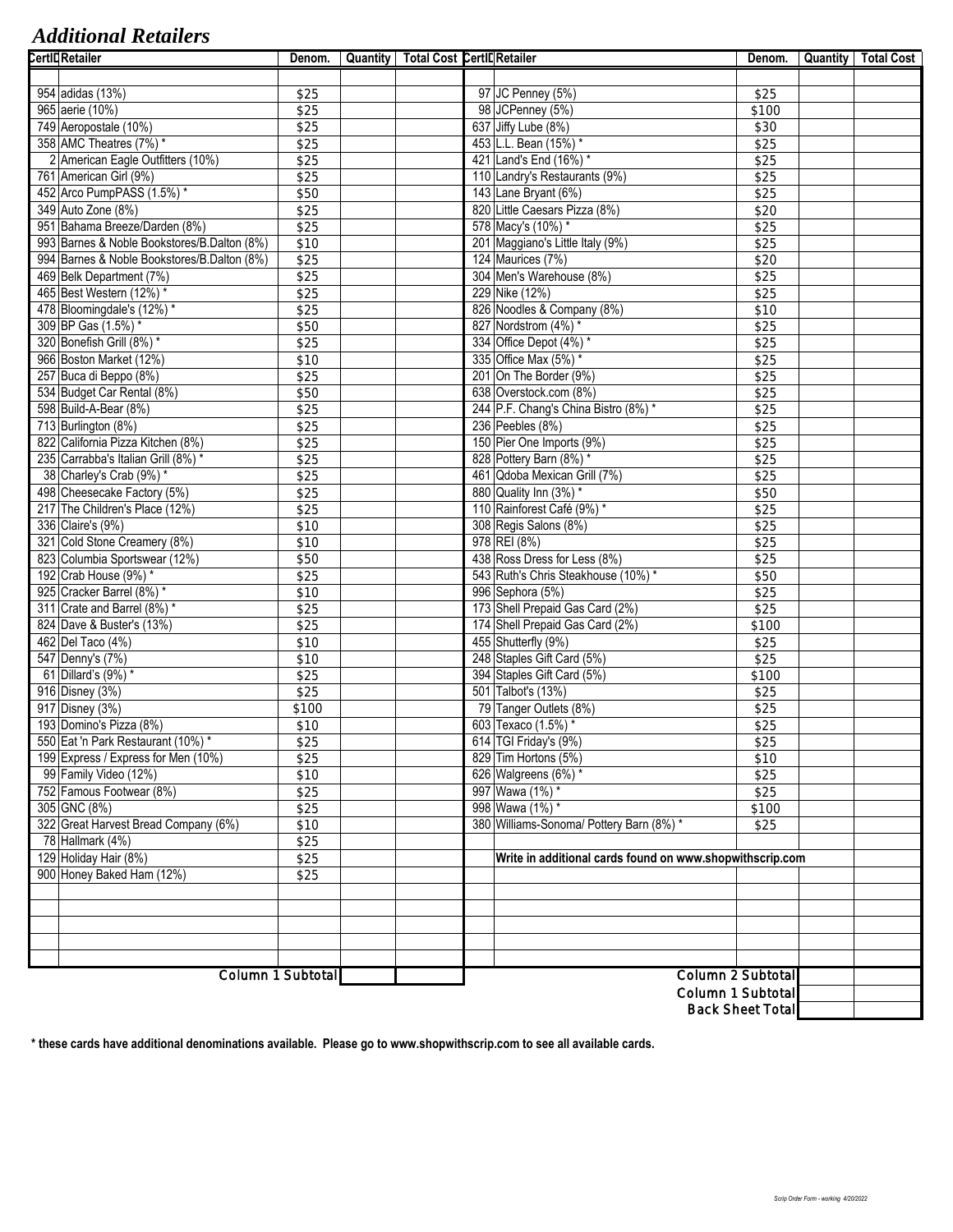## *Additional Retailers*

| CertID | Retailer | Denom. | Quantity | Total Cost | CertID | Retailer | Denom. | Quantity | Total Cost |
|---|---|---|---|---|---|---|---|---|---|
| | | | | | | | | | |
| 954 | adidas (13%) | $25 | | | 97 | JC Penney (5%) | $25 | | |
| 965 | aerie (10%) | $25 | | | 98 | JCPenney (5%) | $100 | | |
| 749 | Aeropostale (10%) | $25 | | | 637 | Jiffy Lube (8%) | $30 | | |
| 358 | AMC Theatres (7%) * | $25 | | | 453 | L.L. Bean (15%) * | $25 | | |
| 2 | American Eagle Outfitters (10%) | $25 | | | 421 | Land's End (16%) * | $25 | | |
| 761 | American Girl (9%) | $25 | | | 110 | Landry's Restaurants (9%) | $25 | | |
| 452 | Arco PumpPASS (1.5%) * | $50 | | | 143 | Lane Bryant (6%) | $25 | | |
| 349 | Auto Zone (8%) | $25 | | | 820 | Little Caesars Pizza (8%) | $20 | | |
| 951 | Bahama Breeze/Darden (8%) | $25 | | | 578 | Macy's (10%) * | $25 | | |
| 993 | Barnes & Noble Bookstores/B.Dalton (8%) | $10 | | | 201 | Maggiano's Little Italy (9%) | $25 | | |
| 994 | Barnes & Noble Bookstores/B.Dalton (8%) | $25 | | | 124 | Maurices (7%) | $20 | | |
| 469 | Belk Department (7%) | $25 | | | 304 | Men's Warehouse (8%) | $25 | | |
| 465 | Best Western (12%) * | $25 | | | 229 | Nike (12%) | $25 | | |
| 478 | Bloomingdale's (12%) * | $25 | | | 826 | Noodles & Company (8%) | $10 | | |
| 309 | BP Gas (1.5%) * | $50 | | | 827 | Nordstrom (4%) * | $25 | | |
| 320 | Bonefish Grill (8%) * | $25 | | | 334 | Office Depot (4%) * | $25 | | |
| 966 | Boston Market (12%) | $10 | | | 335 | Office Max (5%) * | $25 | | |
| 257 | Buca di Beppo (8%) | $25 | | | 201 | On The Border (9%) | $25 | | |
| 534 | Budget Car Rental (8%) | $50 | | | 638 | Overstock.com (8%) | $25 | | |
| 598 | Build-A-Bear (8%) | $25 | | | 244 | P.F. Chang's China Bistro (8%) * | $25 | | |
| 713 | Burlington (8%) | $25 | | | 236 | Peebles (8%) | $25 | | |
| 822 | California Pizza Kitchen (8%) | $25 | | | 150 | Pier One Imports (9%) | $25 | | |
| 235 | Carrabba's Italian Grill (8%) * | $25 | | | 828 | Pottery Barn (8%) * | $25 | | |
| 38 | Charley's Crab (9%) * | $25 | | | 461 | Qdoba Mexican Grill (7%) | $25 | | |
| 498 | Cheesecake Factory (5%) | $25 | | | 880 | Quality Inn (3%) * | $50 | | |
| 217 | The Children's Place (12%) | $25 | | | 110 | Rainforest Café (9%) * | $25 | | |
| 336 | Claire's (9%) | $10 | | | 308 | Regis Salons (8%) | $25 | | |
| 321 | Cold Stone Creamery (8%) | $10 | | | 978 | REI (8%) | $25 | | |
| 823 | Columbia Sportswear (12%) | $50 | | | 438 | Ross Dress for Less (8%) | $25 | | |
| 192 | Crab House (9%) * | $25 | | | 543 | Ruth's Chris Steakhouse (10%) * | $50 | | |
| 925 | Cracker Barrel (8%) * | $10 | | | 996 | Sephora (5%) | $25 | | |
| 311 | Crate and Barrel (8%) * | $25 | | | 173 | Shell Prepaid Gas Card (2%) | $25 | | |
| 824 | Dave & Buster's (13%) | $25 | | | 174 | Shell Prepaid Gas Card (2%) | $100 | | |
| 462 | Del Taco (4%) | $10 | | | 455 | Shutterfly (9%) | $25 | | |
| 547 | Denny's (7%) | $10 | | | 248 | Staples Gift Card (5%) | $25 | | |
| 61 | Dillard's (9%) * | $25 | | | 394 | Staples Gift Card (5%) | $100 | | |
| 916 | Disney (3%) | $25 | | | 501 | Talbot's (13%) | $25 | | |
| 917 | Disney (3%) | $100 | | | 79 | Tanger Outlets (8%) | $25 | | |
| 193 | Domino's Pizza (8%) | $10 | | | 603 | Texaco (1.5%) * | $25 | | |
| 550 | Eat 'n Park Restaurant (10%) * | $25 | | | 614 | TGI Friday's (9%) | $25 | | |
| 199 | Express / Express for Men (10%) | $25 | | | 829 | Tim Hortons (5%) | $10 | | |
| 99 | Family Video (12%) | $10 | | | 626 | Walgreens (6%) * | $25 | | |
| 752 | Famous Footwear (8%) | $25 | | | 997 | Wawa (1%) * | $25 | | |
| 305 | GNC (8%) | $25 | | | 998 | Wawa (1%) * | $100 | | |
| 322 | Great Harvest Bread Company (6%) | $10 | | | 380 | Williams-Sonoma/ Pottery Barn (8%) * | $25 | | |
| 78 | Hallmark (4%) | $25 | | | | | | | |
| 129 | Holiday Hair (8%) | $25 | | | | Write in additional cards found on www.shopwithscrip.com | | | |
| 900 | Honey Baked Ham (12%) | $25 | | | | | | | |
| | | | | | | | | | |
| | | | | | | | | | |
| | | | | | | | | | |
| | | | | | | | | | |
| | | | | | | | | | |
| | | Column 1 Subtotal | | | | | Column 2 Subtotal | | |
| | | | | | | | Column 1 Subtotal | | |
| | | | | | | | Back Sheet Total | | |

**\* these cards have additional denominations available. Please go to www.shopwithscrip.com to see all available cards.**

*Scrip Order Form - working 4/20/2022*